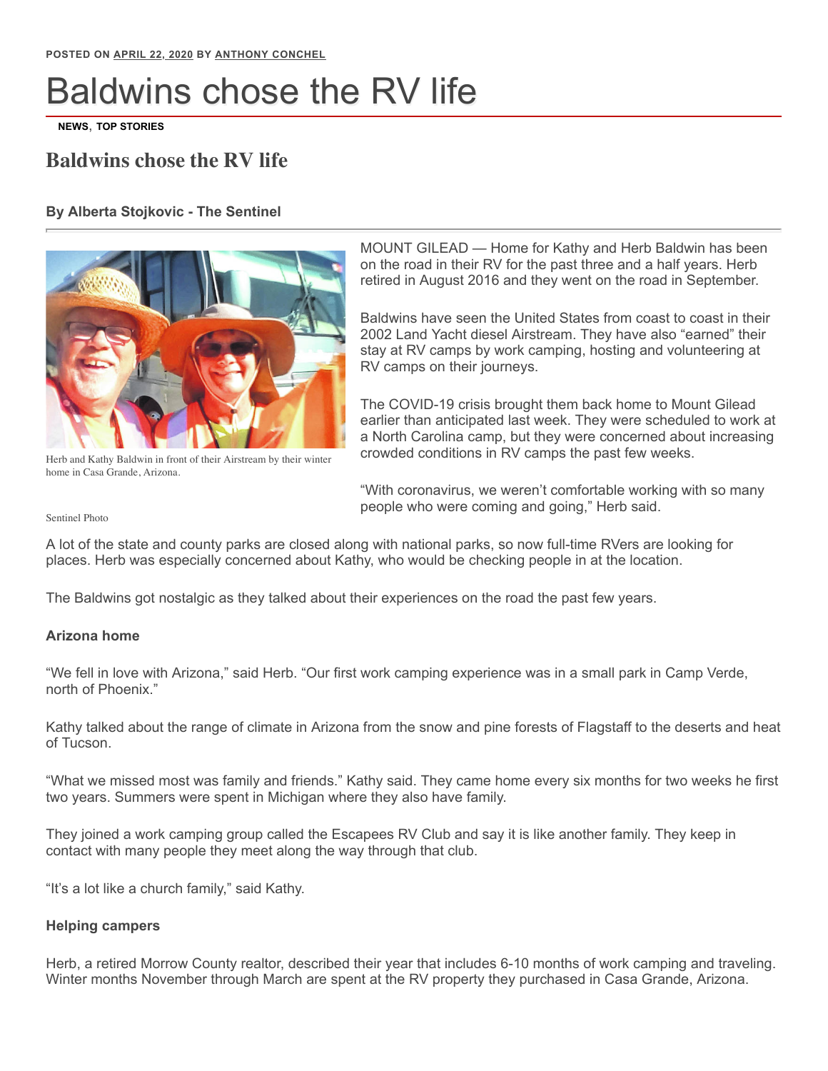POSTED ON APRIL 22, 2020 BY ANTHONY CONCHEL

# Baldwins chose the RV life

**NEWS**, **TOP STORIES**

## Baldwins chose the RV life

**By Alberta Stojkovic - The Sentinel**

Herb and Kathy Baldwin in front of their Airstream by their winter home in Casa Grande, Arizona.

Sentinel Photo

MOUNT GILEAD — Home for Kathy and Herb Baldwin has been on the road in their RV for the past three and a half years. Herb retired in August 2016 and they went on the road in September.

Baldwins have seen the United States from coast to coast in their 2002 Land Yacht diesel Airstream. They have also "earned" their stay at RV camps by work camping, hosting and volunteering at RV camps on their journeys.

The COVID-19 crisis brought them back home to Mount Gilead earlier than anticipated last week. They were scheduled to work at a North Carolina camp, but they were concerned about increasing crowded conditions in RV camps the past few weeks.

"With coronavirus, we weren't comfortable working with so many people who were coming and going," Herb said.

A lot of the state and county parks are closed along with national parks, so now full-time RVers are looking for places. Herb was especially concerned about Kathy, who would be checking people in at the location.

The Baldwins got nostalgic as they talked about their experiences on the road the past few years.

**Arizona home**

"We fell in love with Arizona," said Herb. "Our first work camping experience was in a small park in Camp Verde, north of Phoenix."

Kathy talked about the range of climate in Arizona from the snow and pine forests of Flagstaff to the deserts and heat of Tucson.

"What we missed most was family and friends." Kathy said. They came home every six months for two weeks he first two years. Summers were spent in Michigan where they also have family.

They joined a work camping group called the Escapees RV Club and say it is like another family. They keep in contact with many people they meet along the way through that club.

"It's a lot like a church family," said Kathy.

**Helping campers**

Herb, a retired Morrow County realtor, described their year that includes 6-10 months of work camping and traveling. Winter months November through March are spent at the RV property they purchased in Casa Grande, Arizona.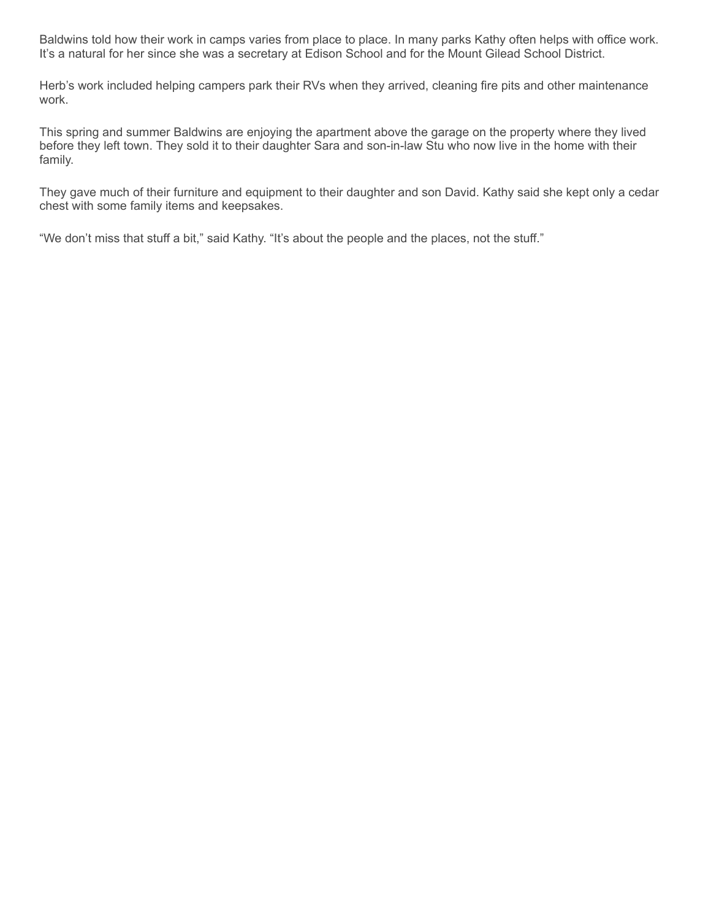Baldwins told how their work in camps varies from place to place. In many parks Kathy often helps with office work. It's a natural for her since she was a secretary at Edison School and for the Mount Gilead School District.

Herb's work included helping campers park their RVs when they arrived, cleaning fire pits and other maintenance work.

This spring and summer Baldwins are enjoying the apartment above the garage on the property where they lived before they left town. They sold it to their daughter Sara and son-in-law Stu who now live in the home with their family.

They gave much of their furniture and equipment to their daughter and son David. Kathy said she kept only a cedar chest with some family items and keepsakes.

"We don't miss that stuff a bit," said Kathy. "It's about the people and the places, not the stuff."